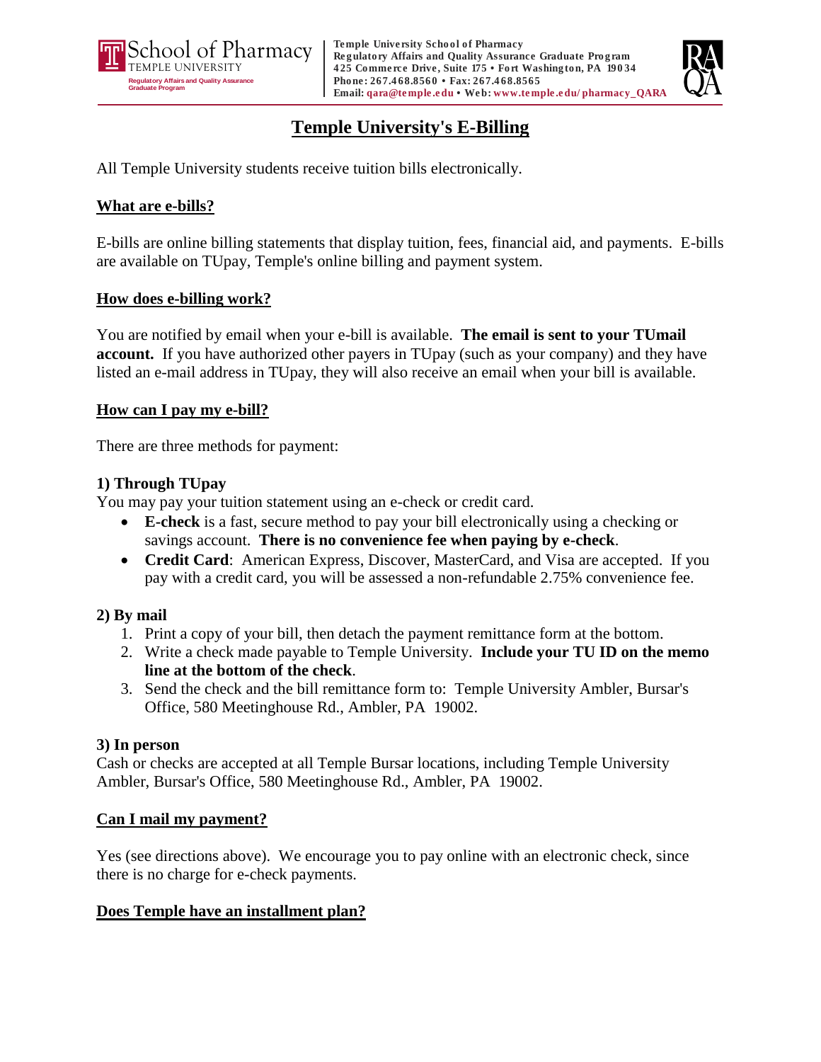School of Pharmacy
TEMPLE UNIVERSITY
Regulatory Affairs and Quality Assurance Graduate Program

**Temple University School of Pharmacy**
**Regulatory Affairs and Quality Assurance Graduate Program**
**425 Commerce Drive, Suite 175 • Fort Washington, PA 19034**
**Phone: 267.468.8560 • Fax: 267.468.8565**
**Email: qara@temple.edu • Web: www.temple.edu/pharmacy_QARA**

# Temple University's E-Billing

All Temple University students receive tuition bills electronically.

## What are e-bills?

E-bills are online billing statements that display tuition, fees, financial aid, and payments. E-bills are available on TUpay, Temple's online billing and payment system.

## How does e-billing work?

You are notified by email when your e-bill is available. **The email is sent to your TUmail account.** If you have authorized other payers in TUpay (such as your company) and they have listed an e-mail address in TUpay, they will also receive an email when your bill is available.

## How can I pay my e-bill?

There are three methods for payment:

### 1) Through TUpay

You may pay your tuition statement using an e-check or credit card.

- **E-check** is a fast, secure method to pay your bill electronically using a checking or savings account. **There is no convenience fee when paying by e-check**.
- **Credit Card**: American Express, Discover, MasterCard, and Visa are accepted. If you pay with a credit card, you will be assessed a non-refundable 2.75% convenience fee.

### 2) By mail

1. Print a copy of your bill, then detach the payment remittance form at the bottom.
2. Write a check made payable to Temple University. **Include your TU ID on the memo line at the bottom of the check**.
3. Send the check and the bill remittance form to: Temple University Ambler, Bursar's Office, 580 Meetinghouse Rd., Ambler, PA 19002.

### 3) In person

Cash or checks are accepted at all Temple Bursar locations, including Temple University Ambler, Bursar's Office, 580 Meetinghouse Rd., Ambler, PA 19002.

## Can I mail my payment?

Yes (see directions above). We encourage you to pay online with an electronic check, since there is no charge for e-check payments.

## Does Temple have an installment plan?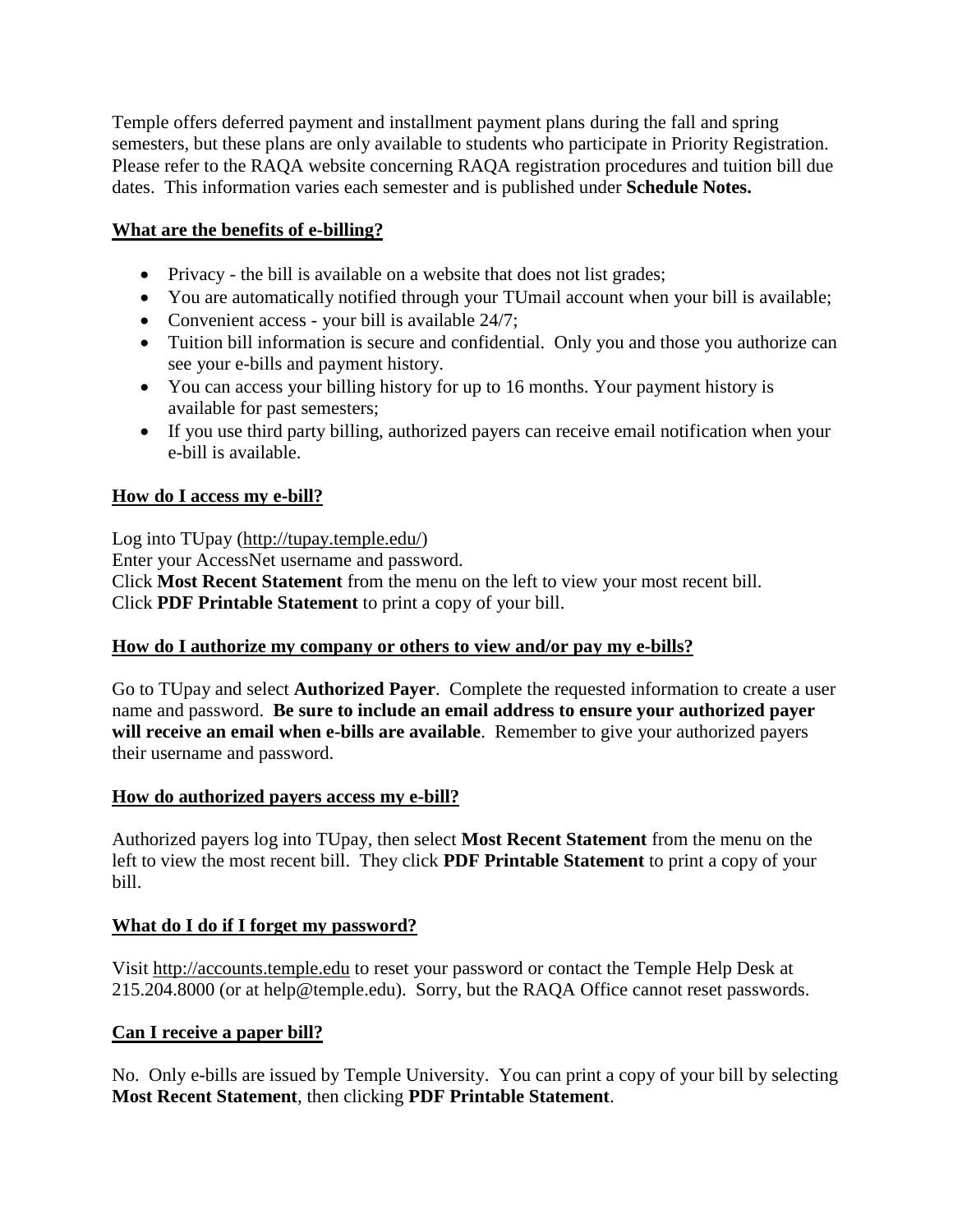Temple offers deferred payment and installment payment plans during the fall and spring semesters, but these plans are only available to students who participate in Priority Registration. Please refer to the RAQA website concerning RAQA registration procedures and tuition bill due dates. This information varies each semester and is published under **Schedule Notes.**

## What are the benefits of e-billing?

- Privacy - the bill is available on a website that does not list grades;
- You are automatically notified through your TUmail account when your bill is available;
- Convenient access - your bill is available 24/7;
- Tuition bill information is secure and confidential. Only you and those you authorize can see your e-bills and payment history.
- You can access your billing history for up to 16 months. Your payment history is available for past semesters;
- If you use third party billing, authorized payers can receive email notification when your e-bill is available.

## How do I access my e-bill?

Log into TUpay (http://tupay.temple.edu/)
Enter your AccessNet username and password.
Click **Most Recent Statement** from the menu on the left to view your most recent bill.
Click **PDF Printable Statement** to print a copy of your bill.

## How do I authorize my company or others to view and/or pay my e-bills?

Go to TUpay and select **Authorized Payer**. Complete the requested information to create a user name and password. **Be sure to include an email address to ensure your authorized payer will receive an email when e-bills are available**. Remember to give your authorized payers their username and password.

## How do authorized payers access my e-bill?

Authorized payers log into TUpay, then select **Most Recent Statement** from the menu on the left to view the most recent bill. They click **PDF Printable Statement** to print a copy of your bill.

## What do I do if I forget my password?

Visit http://accounts.temple.edu to reset your password or contact the Temple Help Desk at 215.204.8000 (or at help@temple.edu). Sorry, but the RAQA Office cannot reset passwords.

## Can I receive a paper bill?

No. Only e-bills are issued by Temple University. You can print a copy of your bill by selecting **Most Recent Statement**, then clicking **PDF Printable Statement**.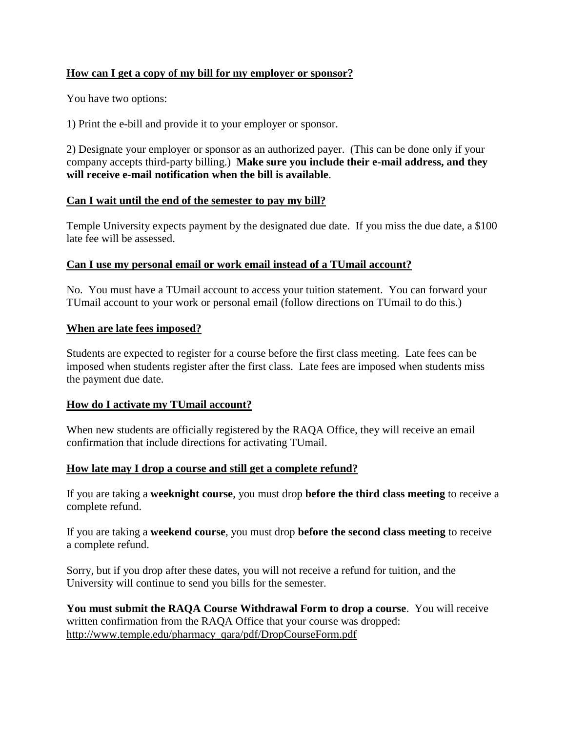**How can I get a copy of my bill for my employer or sponsor?**

You have two options:

1) Print the e-bill and provide it to your employer or sponsor.

2) Designate your employer or sponsor as an authorized payer. (This can be done only if your company accepts third-party billing.) **Make sure you include their e-mail address, and they will receive e-mail notification when the bill is available**.

**Can I wait until the end of the semester to pay my bill?**

Temple University expects payment by the designated due date. If you miss the due date, a $100 late fee will be assessed.

**Can I use my personal email or work email instead of a TUmail account?**

No. You must have a TUmail account to access your tuition statement. You can forward your TUmail account to your work or personal email (follow directions on TUmail to do this.)

**When are late fees imposed?**

Students are expected to register for a course before the first class meeting. Late fees can be imposed when students register after the first class. Late fees are imposed when students miss the payment due date.

**How do I activate my TUmail account?**

When new students are officially registered by the RAQA Office, they will receive an email confirmation that include directions for activating TUmail.

**How late may I drop a course and still get a complete refund?**

If you are taking a **weeknight course**, you must drop **before the third class meeting** to receive a complete refund.

If you are taking a **weekend course**, you must drop **before the second class meeting** to receive a complete refund.

Sorry, but if you drop after these dates, you will not receive a refund for tuition, and the University will continue to send you bills for the semester.

**You must submit the RAQA Course Withdrawal Form to drop a course**. You will receive written confirmation from the RAQA Office that your course was dropped: http://www.temple.edu/pharmacy_qara/pdf/DropCourseForm.pdf